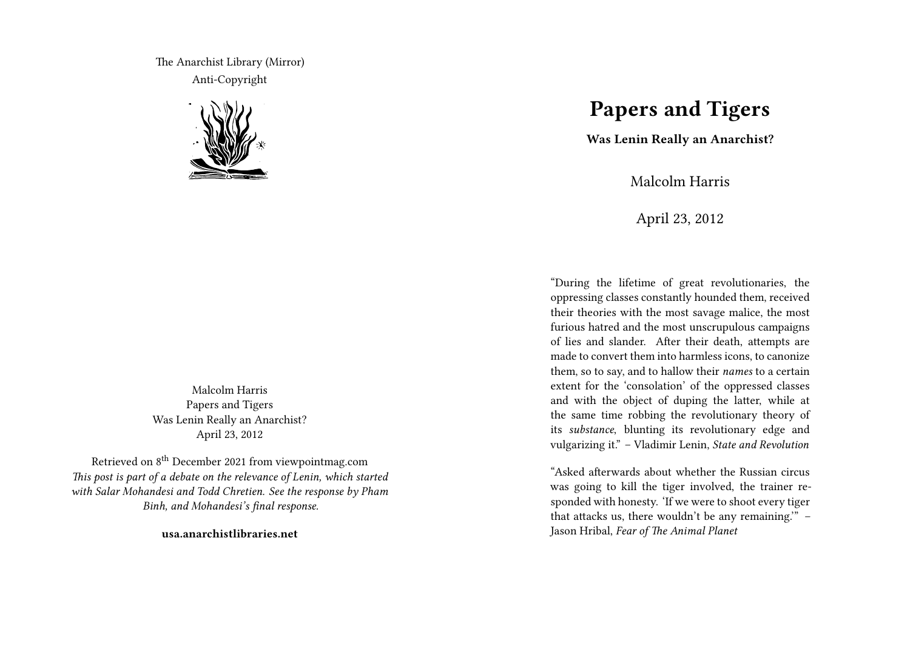The Anarchist Library (Mirror)
Anti-Copyright

Malcolm Harris
Papers and Tigers
Was Lenin Really an Anarchist?
April 23, 2012

Retrieved on 8th December 2021 from viewpointmag.com
*This post is part of a debate on the relevance of Lenin, which started with Salar Mohandesi and Todd Chretien. See the response by Pham Binh, and Mohandesi's final response.*

**usa.anarchistlibraries.net**

# Papers and Tigers

**Was Lenin Really an Anarchist?**

Malcolm Harris

April 23, 2012

"During the lifetime of great revolutionaries, the oppressing classes constantly hounded them, received their theories with the most savage malice, the most furious hatred and the most unscrupulous campaigns of lies and slander. After their death, attempts are made to convert them into harmless icons, to canonize them, so to say, and to hallow their *names* to a certain extent for the 'consolation' of the oppressed classes and with the object of duping the latter, while at the same time robbing the revolutionary theory of its *substance*, blunting its revolutionary edge and vulgarizing it." – Vladimir Lenin, *State and Revolution*

"Asked afterwards about whether the Russian circus was going to kill the tiger involved, the trainer responded with honesty. 'If we were to shoot every tiger that attacks us, there wouldn't be any remaining.'" – Jason Hribal, *Fear of The Animal Planet*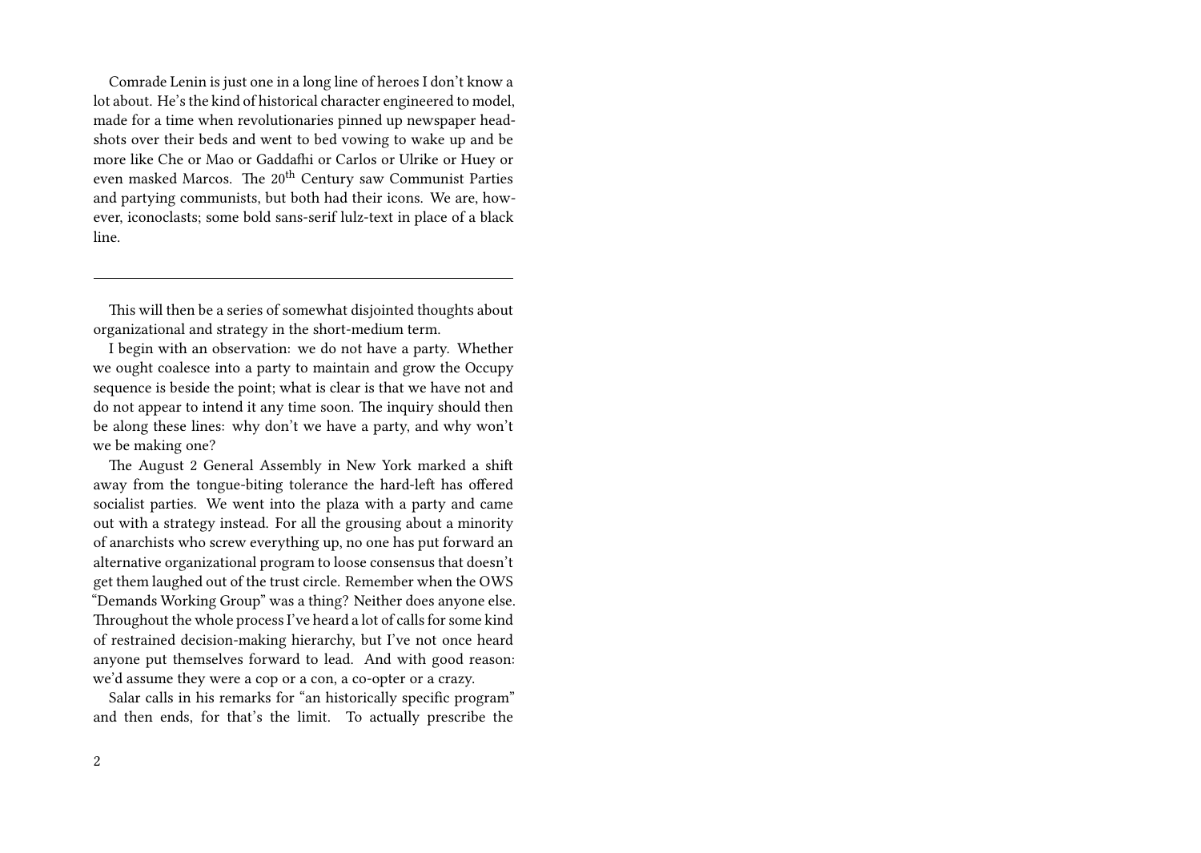Comrade Lenin is just one in a long line of heroes I don't know a lot about. He's the kind of historical character engineered to model, made for a time when revolutionaries pinned up newspaper headshots over their beds and went to bed vowing to wake up and be more like Che or Mao or Gaddafhi or Carlos or Ulrike or Huey or even masked Marcos. The 20th Century saw Communist Parties and partying communists, but both had their icons. We are, however, iconoclasts; some bold sans-serif lulz-text in place of a black line.

---

This will then be a series of somewhat disjointed thoughts about organizational and strategy in the short-medium term.

I begin with an observation: we do not have a party. Whether we ought coalesce into a party to maintain and grow the Occupy sequence is beside the point; what is clear is that we have not and do not appear to intend it any time soon. The inquiry should then be along these lines: why don't we have a party, and why won't we be making one?

The August 2 General Assembly in New York marked a shift away from the tongue-biting tolerance the hard-left has offered socialist parties. We went into the plaza with a party and came out with a strategy instead. For all the grousing about a minority of anarchists who screw everything up, no one has put forward an alternative organizational program to loose consensus that doesn't get them laughed out of the trust circle. Remember when the OWS "Demands Working Group" was a thing? Neither does anyone else. Throughout the whole process I've heard a lot of calls for some kind of restrained decision-making hierarchy, but I've not once heard anyone put themselves forward to lead. And with good reason: we'd assume they were a cop or a con, a co-opter or a crazy.

Salar calls in his remarks for "an historically specific program" and then ends, for that's the limit. To actually prescribe the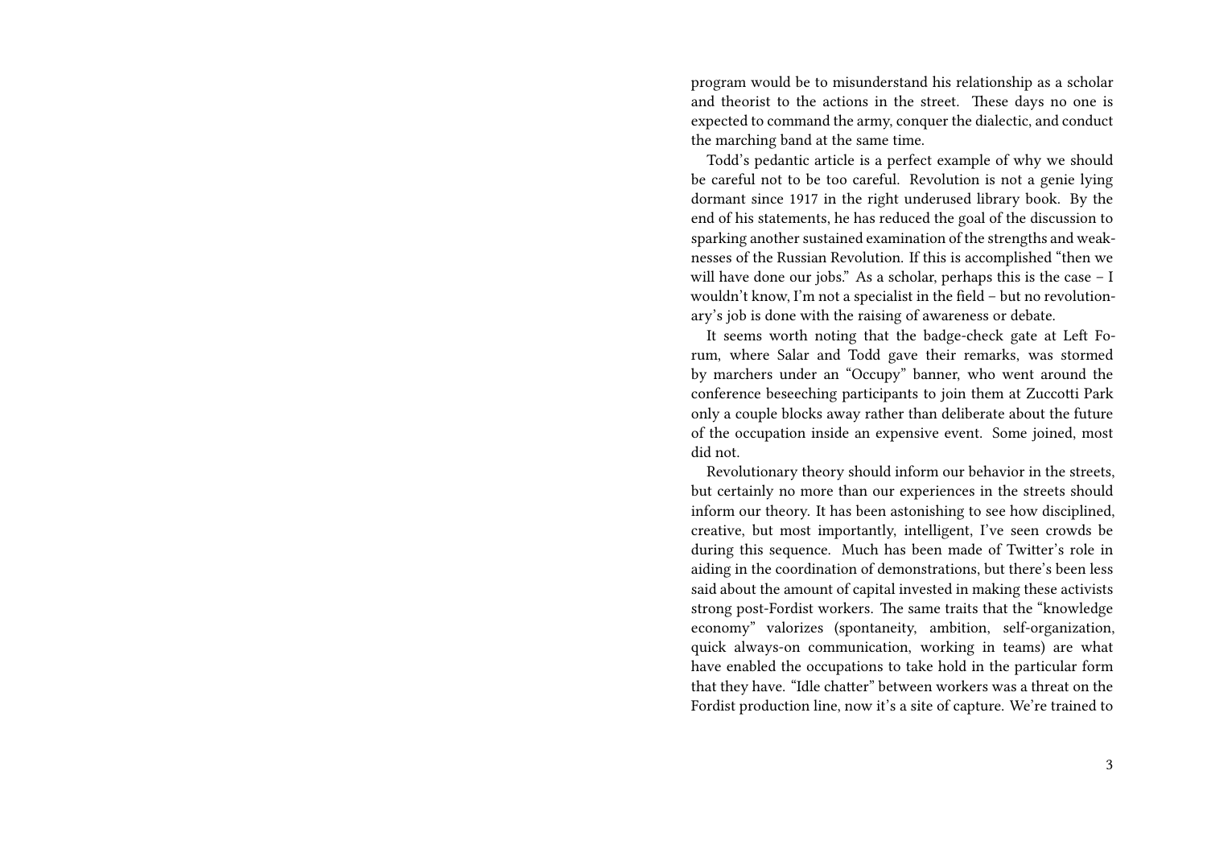program would be to misunderstand his relationship as a scholar and theorist to the actions in the street. These days no one is expected to command the army, conquer the dialectic, and conduct the marching band at the same time.

Todd's pedantic article is a perfect example of why we should be careful not to be too careful. Revolution is not a genie lying dormant since 1917 in the right underused library book. By the end of his statements, he has reduced the goal of the discussion to sparking another sustained examination of the strengths and weaknesses of the Russian Revolution. If this is accomplished "then we will have done our jobs." As a scholar, perhaps this is the case – I wouldn't know, I'm not a specialist in the field – but no revolutionary's job is done with the raising of awareness or debate.

It seems worth noting that the badge-check gate at Left Forum, where Salar and Todd gave their remarks, was stormed by marchers under an "Occupy" banner, who went around the conference beseeching participants to join them at Zuccotti Park only a couple blocks away rather than deliberate about the future of the occupation inside an expensive event. Some joined, most did not.

Revolutionary theory should inform our behavior in the streets, but certainly no more than our experiences in the streets should inform our theory. It has been astonishing to see how disciplined, creative, but most importantly, intelligent, I've seen crowds be during this sequence. Much has been made of Twitter's role in aiding in the coordination of demonstrations, but there's been less said about the amount of capital invested in making these activists strong post-Fordist workers. The same traits that the "knowledge economy" valorizes (spontaneity, ambition, self-organization, quick always-on communication, working in teams) are what have enabled the occupations to take hold in the particular form that they have. "Idle chatter" between workers was a threat on the Fordist production line, now it's a site of capture. We're trained to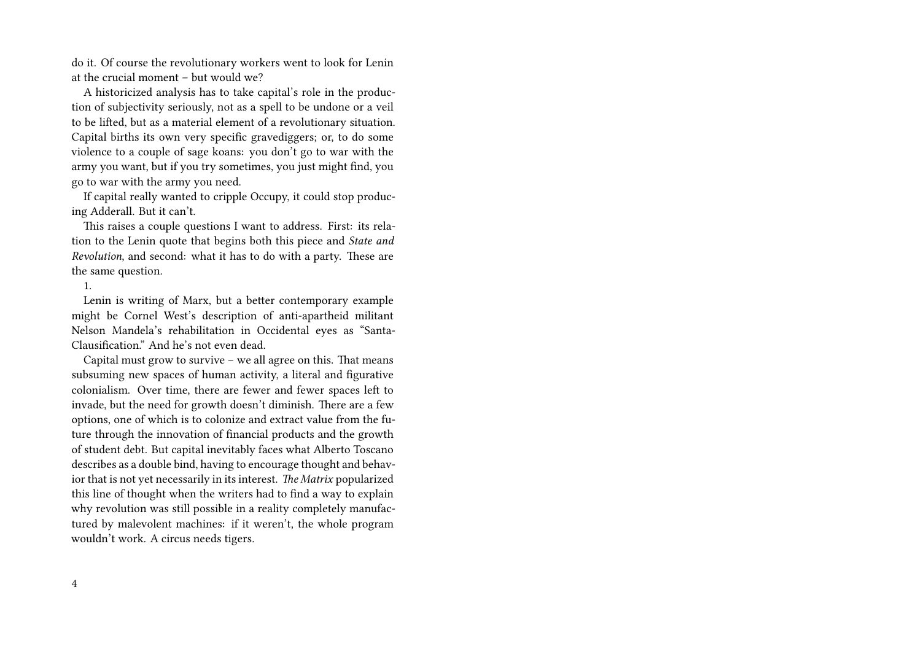do it. Of course the revolutionary workers went to look for Lenin at the crucial moment – but would we?

A historicized analysis has to take capital's role in the production of subjectivity seriously, not as a spell to be undone or a veil to be lifted, but as a material element of a revolutionary situation. Capital births its own very specific gravediggers; or, to do some violence to a couple of sage koans: you don't go to war with the army you want, but if you try sometimes, you just might find, you go to war with the army you need.

If capital really wanted to cripple Occupy, it could stop producing Adderall. But it can't.

This raises a couple questions I want to address. First: its relation to the Lenin quote that begins both this piece and *State and Revolution*, and second: what it has to do with a party. These are the same question.

1.

Lenin is writing of Marx, but a better contemporary example might be Cornel West's description of anti-apartheid militant Nelson Mandela's rehabilitation in Occidental eyes as "Santa-Clausification." And he's not even dead.

Capital must grow to survive – we all agree on this. That means subsuming new spaces of human activity, a literal and figurative colonialism. Over time, there are fewer and fewer spaces left to invade, but the need for growth doesn't diminish. There are a few options, one of which is to colonize and extract value from the future through the innovation of financial products and the growth of student debt. But capital inevitably faces what Alberto Toscano describes as a double bind, having to encourage thought and behavior that is not yet necessarily in its interest. *The Matrix* popularized this line of thought when the writers had to find a way to explain why revolution was still possible in a reality completely manufactured by malevolent machines: if it weren't, the whole program wouldn't work. A circus needs tigers.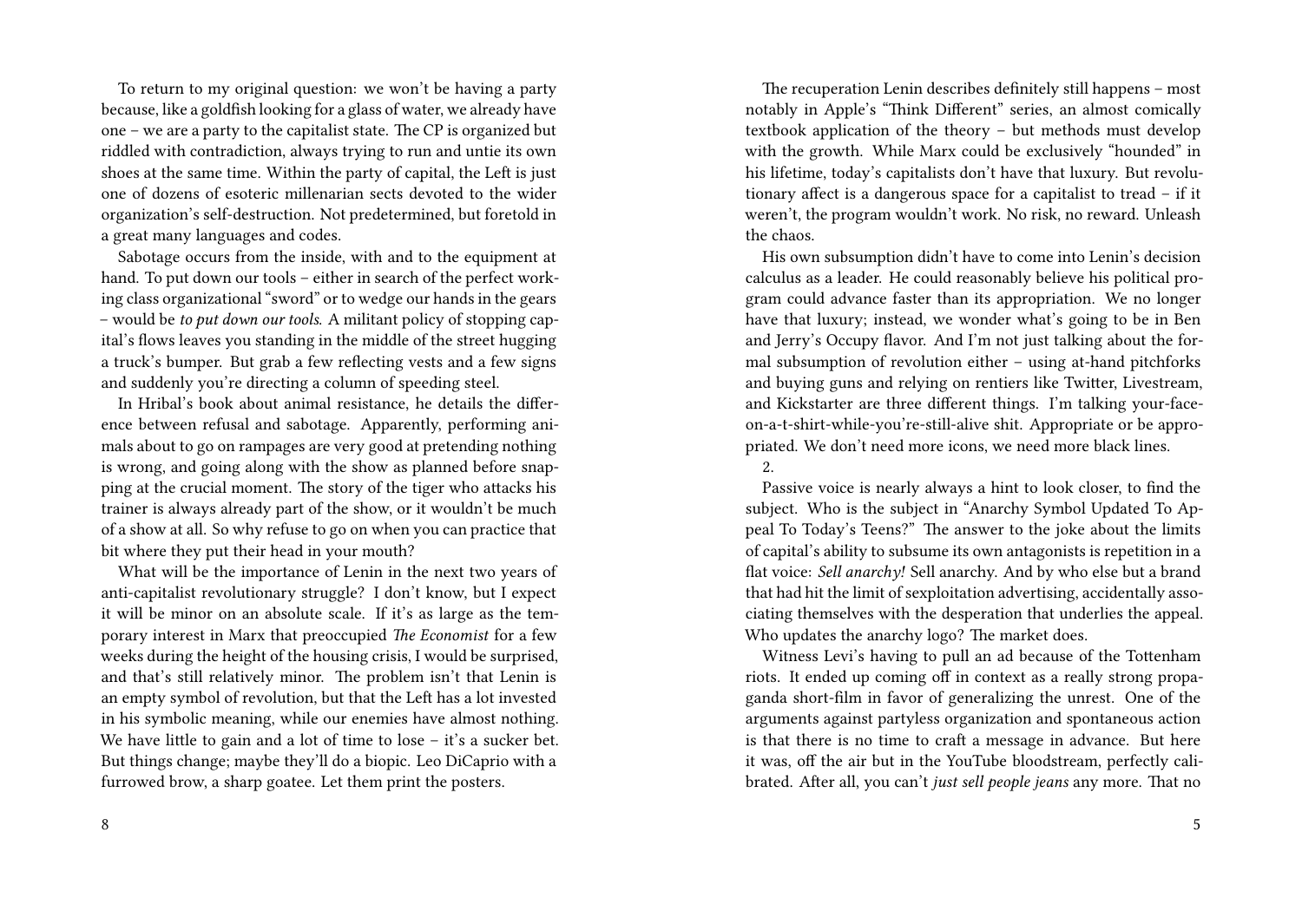To return to my original question: we won't be having a party because, like a goldfish looking for a glass of water, we already have one – we are a party to the capitalist state. The CP is organized but riddled with contradiction, always trying to run and untie its own shoes at the same time. Within the party of capital, the Left is just one of dozens of esoteric millenarian sects devoted to the wider organization's self-destruction. Not predetermined, but foretold in a great many languages and codes.

Sabotage occurs from the inside, with and to the equipment at hand. To put down our tools – either in search of the perfect working class organizational "sword" or to wedge our hands in the gears – would be *to put down our tools*. A militant policy of stopping capital's flows leaves you standing in the middle of the street hugging a truck's bumper. But grab a few reflecting vests and a few signs and suddenly you're directing a column of speeding steel.

In Hribal's book about animal resistance, he details the difference between refusal and sabotage. Apparently, performing animals about to go on rampages are very good at pretending nothing is wrong, and going along with the show as planned before snapping at the crucial moment. The story of the tiger who attacks his trainer is always already part of the show, or it wouldn't be much of a show at all. So why refuse to go on when you can practice that bit where they put their head in your mouth?

What will be the importance of Lenin in the next two years of anti-capitalist revolutionary struggle? I don't know, but I expect it will be minor on an absolute scale. If it's as large as the temporary interest in Marx that preoccupied *The Economist* for a few weeks during the height of the housing crisis, I would be surprised, and that's still relatively minor. The problem isn't that Lenin is an empty symbol of revolution, but that the Left has a lot invested in his symbolic meaning, while our enemies have almost nothing. We have little to gain and a lot of time to lose – it's a sucker bet. But things change; maybe they'll do a biopic. Leo DiCaprio with a furrowed brow, a sharp goatee. Let them print the posters.

The recuperation Lenin describes definitely still happens – most notably in Apple's "Think Different" series, an almost comically textbook application of the theory – but methods must develop with the growth. While Marx could be exclusively "hounded" in his lifetime, today's capitalists don't have that luxury. But revolutionary affect is a dangerous space for a capitalist to tread – if it weren't, the program wouldn't work. No risk, no reward. Unleash the chaos.

His own subsumption didn't have to come into Lenin's decision calculus as a leader. He could reasonably believe his political program could advance faster than its appropriation. We no longer have that luxury; instead, we wonder what's going to be in Ben and Jerry's Occupy flavor. And I'm not just talking about the formal subsumption of revolution either – using at-hand pitchforks and buying guns and relying on rentiers like Twitter, Livestream, and Kickstarter are three different things. I'm talking your-face-on-a-t-shirt-while-you're-still-alive shit. Appropriate or be appropriated. We don't need more icons, we need more black lines.

2.

Passive voice is nearly always a hint to look closer, to find the subject. Who is the subject in "Anarchy Symbol Updated To Appeal To Today's Teens?" The answer to the joke about the limits of capital's ability to subsume its own antagonists is repetition in a flat voice: *Sell anarchy!* Sell anarchy. And by who else but a brand that had hit the limit of sexploitation advertising, accidentally associating themselves with the desperation that underlies the appeal. Who updates the anarchy logo? The market does.

Witness Levi's having to pull an ad because of the Tottenham riots. It ended up coming off in context as a really strong propaganda short-film in favor of generalizing the unrest. One of the arguments against partyless organization and spontaneous action is that there is no time to craft a message in advance. But here it was, off the air but in the YouTube bloodstream, perfectly calibrated. After all, you can't *just sell people jeans* any more. That no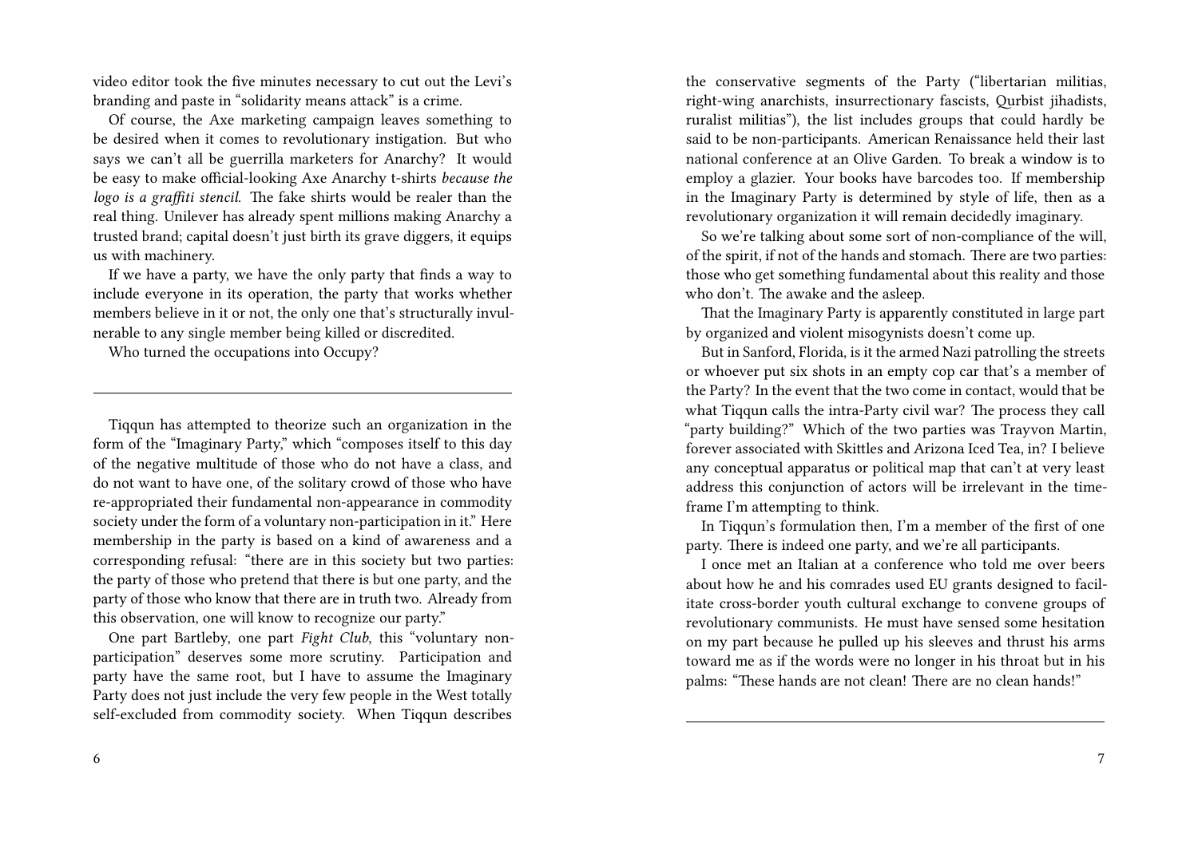video editor took the five minutes necessary to cut out the Levi's branding and paste in "solidarity means attack" is a crime.

Of course, the Axe marketing campaign leaves something to be desired when it comes to revolutionary instigation. But who says we can't all be guerrilla marketers for Anarchy? It would be easy to make official-looking Axe Anarchy t-shirts *because the logo is a graffiti stencil.* The fake shirts would be realer than the real thing. Unilever has already spent millions making Anarchy a trusted brand; capital doesn't just birth its grave diggers, it equips us with machinery.

If we have a party, we have the only party that finds a way to include everyone in its operation, the party that works whether members believe in it or not, the only one that's structurally invulnerable to any single member being killed or discredited.

Who turned the occupations into Occupy?

---

Tiqqun has attempted to theorize such an organization in the form of the "Imaginary Party," which "composes itself to this day of the negative multitude of those who do not have a class, and do not want to have one, of the solitary crowd of those who have re-appropriated their fundamental non-appearance in commodity society under the form of a voluntary non-participation in it." Here membership in the party is based on a kind of awareness and a corresponding refusal: "there are in this society but two parties: the party of those who pretend that there is but one party, and the party of those who know that there are in truth two. Already from this observation, one will know to recognize our party."

One part Bartleby, one part *Fight Club*, this "voluntary non-participation" deserves some more scrutiny. Participation and party have the same root, but I have to assume the Imaginary Party does not just include the very few people in the West totally self-excluded from commodity society. When Tiqqun describes the conservative segments of the Party ("libertarian militias, right-wing anarchists, insurrectionary fascists, Qurbist jihadists, ruralist militias"), the list includes groups that could hardly be said to be non-participants. American Renaissance held their last national conference at an Olive Garden. To break a window is to employ a glazier. Your books have barcodes too. If membership in the Imaginary Party is determined by style of life, then as a revolutionary organization it will remain decidedly imaginary.

So we're talking about some sort of non-compliance of the will, of the spirit, if not of the hands and stomach. There are two parties: those who get something fundamental about this reality and those who don't. The awake and the asleep.

That the Imaginary Party is apparently constituted in large part by organized and violent misogynists doesn't come up.

But in Sanford, Florida, is it the armed Nazi patrolling the streets or whoever put six shots in an empty cop car that's a member of the Party? In the event that the two come in contact, would that be what Tiqqun calls the intra-Party civil war? The process they call "party building?" Which of the two parties was Trayvon Martin, forever associated with Skittles and Arizona Iced Tea, in? I believe any conceptual apparatus or political map that can't at very least address this conjunction of actors will be irrelevant in the timeframe I'm attempting to think.

In Tiqqun's formulation then, I'm a member of the first of one party. There is indeed one party, and we're all participants.

I once met an Italian at a conference who told me over beers about how he and his comrades used EU grants designed to facilitate cross-border youth cultural exchange to convene groups of revolutionary communists. He must have sensed some hesitation on my part because he pulled up his sleeves and thrust his arms toward me as if the words were no longer in his throat but in his palms: "These hands are not clean! There are no clean hands!"

---